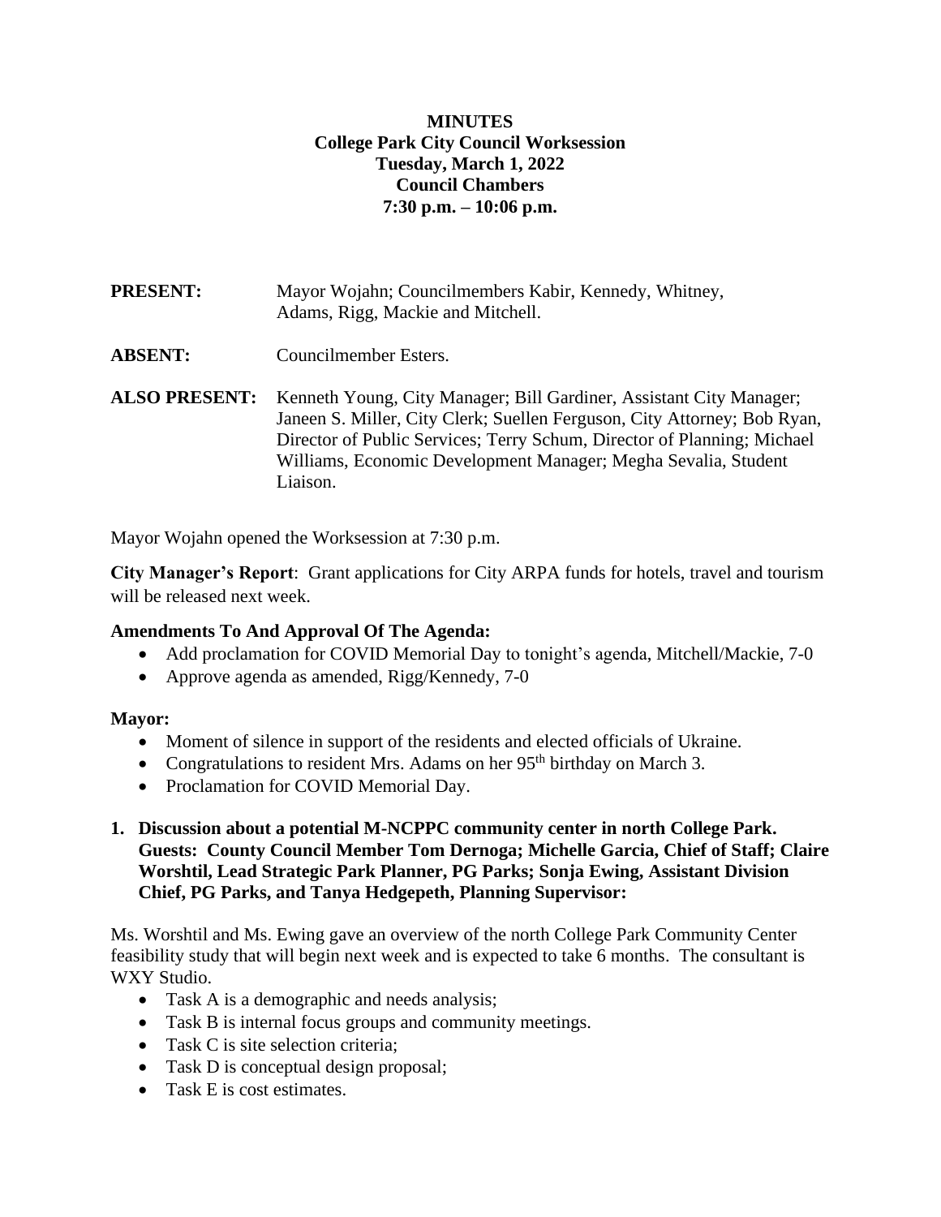# MINUTES
## College Park City Council Worksession
## Tuesday, March 1, 2022
## Council Chambers
## 7:30 p.m. – 10:06 p.m.

**PRESENT:** Mayor Wojahn; Councilmembers Kabir, Kennedy, Whitney, Adams, Rigg, Mackie and Mitchell.

**ABSENT:** Councilmember Esters.

**ALSO PRESENT:** Kenneth Young, City Manager; Bill Gardiner, Assistant City Manager; Janeen S. Miller, City Clerk; Suellen Ferguson, City Attorney; Bob Ryan, Director of Public Services; Terry Schum, Director of Planning; Michael Williams, Economic Development Manager; Megha Sevalia, Student Liaison.

Mayor Wojahn opened the Worksession at 7:30 p.m.

**City Manager's Report**: Grant applications for City ARPA funds for hotels, travel and tourism will be released next week.

**Amendments To And Approval Of The Agenda:**

- Add proclamation for COVID Memorial Day to tonight's agenda, Mitchell/Mackie, 7-0
- Approve agenda as amended, Rigg/Kennedy, 7-0

**Mayor:**

- Moment of silence in support of the residents and elected officials of Ukraine.
- Congratulations to resident Mrs. Adams on her 95th birthday on March 3.
- Proclamation for COVID Memorial Day.

**1. Discussion about a potential M-NCPPC community center in north College Park. Guests: County Council Member Tom Dernoga; Michelle Garcia, Chief of Staff; Claire Worshtil, Lead Strategic Park Planner, PG Parks; Sonja Ewing, Assistant Division Chief, PG Parks, and Tanya Hedgepeth, Planning Supervisor:**

Ms. Worshtil and Ms. Ewing gave an overview of the north College Park Community Center feasibility study that will begin next week and is expected to take 6 months. The consultant is WXY Studio.

- Task A is a demographic and needs analysis;
- Task B is internal focus groups and community meetings.
- Task C is site selection criteria;
- Task D is conceptual design proposal;
- Task E is cost estimates.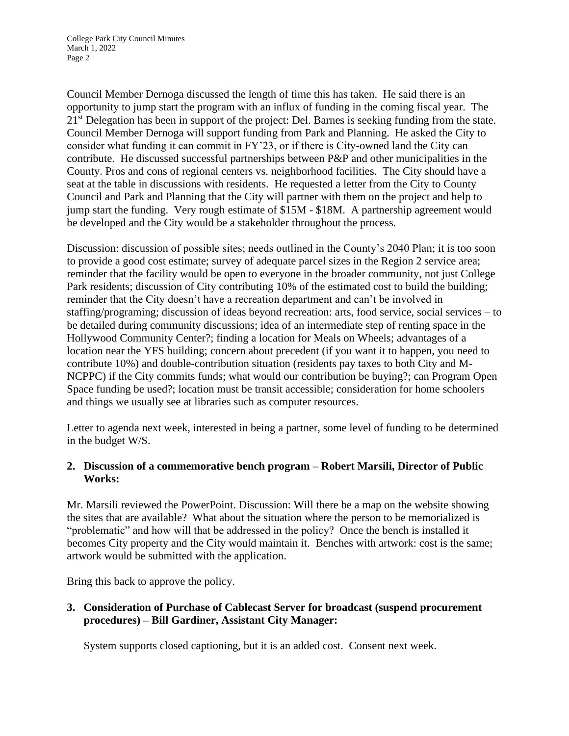Council Member Dernoga discussed the length of time this has taken. He said there is an opportunity to jump start the program with an influx of funding in the coming fiscal year. The 21st Delegation has been in support of the project: Del. Barnes is seeking funding from the state. Council Member Dernoga will support funding from Park and Planning. He asked the City to consider what funding it can commit in FY'23, or if there is City-owned land the City can contribute. He discussed successful partnerships between P&P and other municipalities in the County. Pros and cons of regional centers vs. neighborhood facilities. The City should have a seat at the table in discussions with residents. He requested a letter from the City to County Council and Park and Planning that the City will partner with them on the project and help to jump start the funding. Very rough estimate of $15M - $18M. A partnership agreement would be developed and the City would be a stakeholder throughout the process.

Discussion: discussion of possible sites; needs outlined in the County's 2040 Plan; it is too soon to provide a good cost estimate; survey of adequate parcel sizes in the Region 2 service area; reminder that the facility would be open to everyone in the broader community, not just College Park residents; discussion of City contributing 10% of the estimated cost to build the building; reminder that the City doesn't have a recreation department and can't be involved in staffing/programing; discussion of ideas beyond recreation: arts, food service, social services – to be detailed during community discussions; idea of an intermediate step of renting space in the Hollywood Community Center?; finding a location for Meals on Wheels; advantages of a location near the YFS building; concern about precedent (if you want it to happen, you need to contribute 10%) and double-contribution situation (residents pay taxes to both City and M-NCPPC) if the City commits funds; what would our contribution be buying?; can Program Open Space funding be used?; location must be transit accessible; consideration for home schoolers and things we usually see at libraries such as computer resources.

Letter to agenda next week, interested in being a partner, some level of funding to be determined in the budget W/S.

**2. Discussion of a commemorative bench program – Robert Marsili, Director of Public Works:**

Mr. Marsili reviewed the PowerPoint. Discussion: Will there be a map on the website showing the sites that are available? What about the situation where the person to be memorialized is "problematic" and how will that be addressed in the policy? Once the bench is installed it becomes City property and the City would maintain it. Benches with artwork: cost is the same; artwork would be submitted with the application.

Bring this back to approve the policy.

**3. Consideration of Purchase of Cablecast Server for broadcast (suspend procurement procedures) – Bill Gardiner, Assistant City Manager:**

System supports closed captioning, but it is an added cost. Consent next week.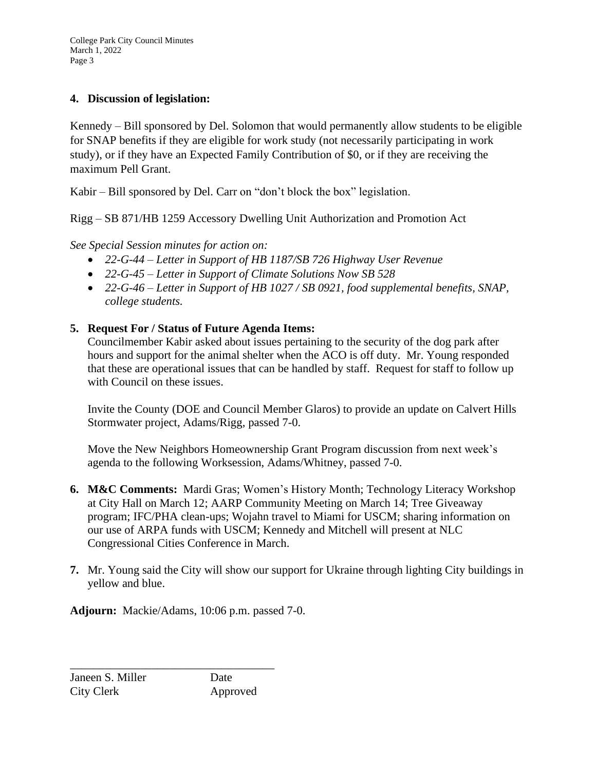**4. Discussion of legislation:**

Kennedy – Bill sponsored by Del. Solomon that would permanently allow students to be eligible for SNAP benefits if they are eligible for work study (not necessarily participating in work study), or if they have an Expected Family Contribution of $0, or if they are receiving the maximum Pell Grant.

Kabir – Bill sponsored by Del. Carr on "don't block the box" legislation.

Rigg – SB 871/HB 1259 Accessory Dwelling Unit Authorization and Promotion Act

*See Special Session minutes for action on:*

- *22-G-44 – Letter in Support of HB 1187/SB 726 Highway User Revenue*
- *22-G-45 – Letter in Support of Climate Solutions Now SB 528*
- *22-G-46 – Letter in Support of HB 1027 / SB 0921, food supplemental benefits, SNAP, college students.*

**5. Request For / Status of Future Agenda Items:**

Councilmember Kabir asked about issues pertaining to the security of the dog park after hours and support for the animal shelter when the ACO is off duty. Mr. Young responded that these are operational issues that can be handled by staff. Request for staff to follow up with Council on these issues.

Invite the County (DOE and Council Member Glaros) to provide an update on Calvert Hills Stormwater project, Adams/Rigg, passed 7-0.

Move the New Neighbors Homeownership Grant Program discussion from next week's agenda to the following Worksession, Adams/Whitney, passed 7-0.

**6. M&C Comments:** Mardi Gras; Women's History Month; Technology Literacy Workshop at City Hall on March 12; AARP Community Meeting on March 14; Tree Giveaway program; IFC/PHA clean-ups; Wojahn travel to Miami for USCM; sharing information on our use of ARPA funds with USCM; Kennedy and Mitchell will present at NLC Congressional Cities Conference in March.

**7.** Mr. Young said the City will show our support for Ukraine through lighting City buildings in yellow and blue.

**Adjourn:** Mackie/Adams, 10:06 p.m. passed 7-0.

\_\_\_\_\_\_\_\_\_\_\_\_\_\_\_\_\_\_\_\_\_\_\_\_\_\_\_\_\_\_\_\_\_\_\_\_

Janeen S. Miller — Date

City Clerk — Approved